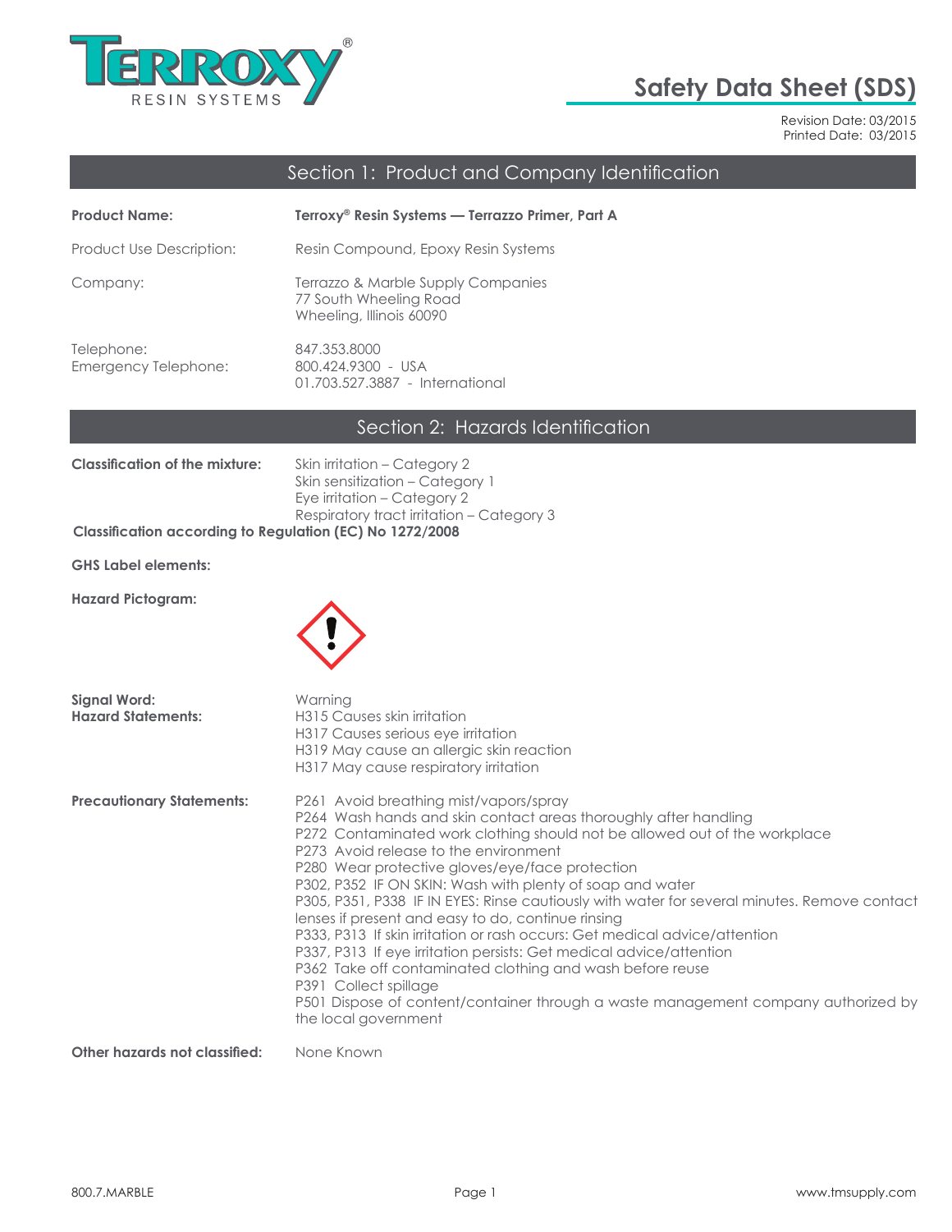# Safety Data Sheet (SDS)

Revision Date: 03/2015
Printed Date: 03/2015

## Section 1: Product and Company Identification

**Product Name:** **Terroxy® Resin Systems — Terrazzo Primer, Part A**

Product Use Description: Resin Compound, Epoxy Resin Systems

Company: Terrazzo & Marble Supply Companies
77 South Wheeling Road
Wheeling, Illinois 60090

Telephone: 847.353.8000
Emergency Telephone: 800.424.9300 - USA
01.703.527.3887 - International

## Section 2: Hazards Identification

**Classification of the mixture:** Skin irritation – Category 2
Skin sensitization – Category 1
Eye irritation – Category 2
Respiratory tract irritation – Category 3

**Classification according to Regulation (EC) No 1272/2008**

**GHS Label elements:**

**Hazard Pictogram:**

**Signal Word:** Warning

**Hazard Statements:**
H315 Causes skin irritation
H317 Causes serious eye irritation
H319 May cause an allergic skin reaction
H317 May cause respiratory irritation

**Precautionary Statements:**
P261 Avoid breathing mist/vapors/spray
P264 Wash hands and skin contact areas thoroughly after handling
P272 Contaminated work clothing should not be allowed out of the workplace
P273 Avoid release to the environment
P280 Wear protective gloves/eye/face protection
P302, P352 IF ON SKIN: Wash with plenty of soap and water
P305, P351, P338 IF IN EYES: Rinse cautiously with water for several minutes. Remove contact lenses if present and easy to do, continue rinsing
P333, P313 If skin irritation or rash occurs: Get medical advice/attention
P337, P313 If eye irritation persists: Get medical advice/attention
P362 Take off contaminated clothing and wash before reuse
P391 Collect spillage
P501 Dispose of content/container through a waste management company authorized by the local government

**Other hazards not classified:** None Known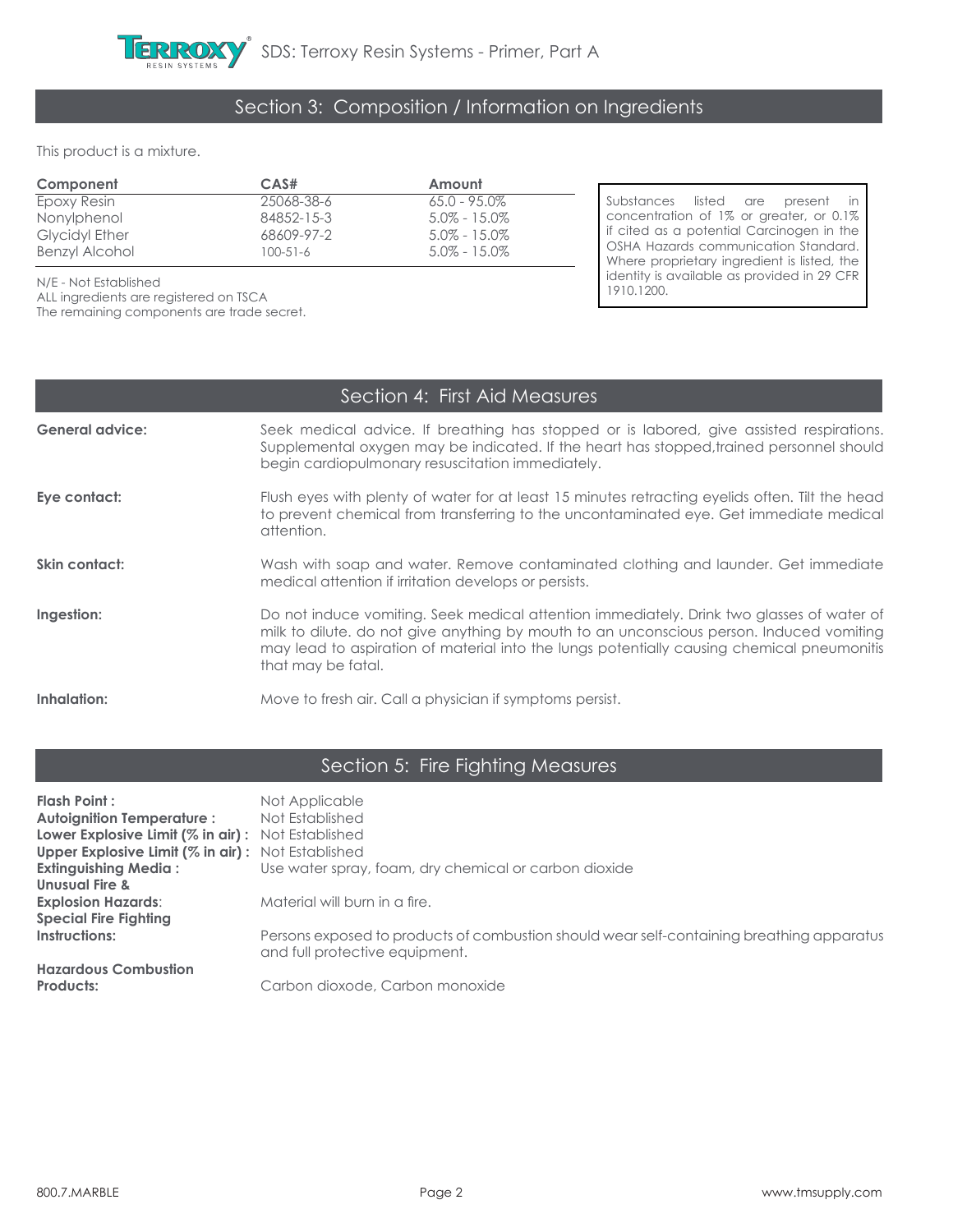## Section 3: Composition / Information on Ingredients

This product is a mixture.

| Component | CAS# | Amount |
|---|---|---|
| Epoxy Resin | 25068-38-6 | 65.0 - 95.0% |
| Nonylphenol | 84852-15-3 | 5.0% - 15.0% |
| Glycidyl Ether | 68609-97-2 | 5.0% - 15.0% |
| Benzyl Alcohol | 100-51-6 | 5.0% - 15.0% |

N/E - Not Established
ALL ingredients are registered on TSCA
The remaining components are trade secret.

Substances listed are present in concentration of 1% or greater, or 0.1% if cited as a potential Carcinogen in the OSHA Hazards communication Standard. Where proprietary ingredient is listed, the identity is available as provided in 29 CFR 1910.1200.

## Section 4: First Aid Measures

**General advice:** Seek medical advice. If breathing has stopped or is labored, give assisted respirations. Supplemental oxygen may be indicated. If the heart has stopped,trained personnel should begin cardiopulmonary resuscitation immediately.

**Eye contact:** Flush eyes with plenty of water for at least 15 minutes retracting eyelids often. Tilt the head to prevent chemical from transferring to the uncontaminated eye. Get immediate medical attention.

**Skin contact:** Wash with soap and water. Remove contaminated clothing and launder. Get immediate medical attention if irritation develops or persists.

**Ingestion:** Do not induce vomiting. Seek medical attention immediately. Drink two glasses of water of milk to dilute. do not give anything by mouth to an unconscious person. Induced vomiting may lead to aspiration of material into the lungs potentially causing chemical pneumonitis that may be fatal.

**Inhalation:** Move to fresh air. Call a physician if symptoms persist.

## Section 5: Fire Fighting Measures

**Flash Point :** Not Applicable
**Autoignition Temperature :** Not Established
**Lower Explosive Limit (% in air) :** Not Established
**Upper Explosive Limit (% in air) :** Not Established
**Extinguishing Media :** Use water spray, foam, dry chemical or carbon dioxide
**Unusual Fire & Explosion Hazards:** Material will burn in a fire.
**Special Fire Fighting Instructions:** Persons exposed to products of combustion should wear self-containing breathing apparatus and full protective equipment.
**Hazardous Combustion Products:** Carbon dioxode, Carbon monoxide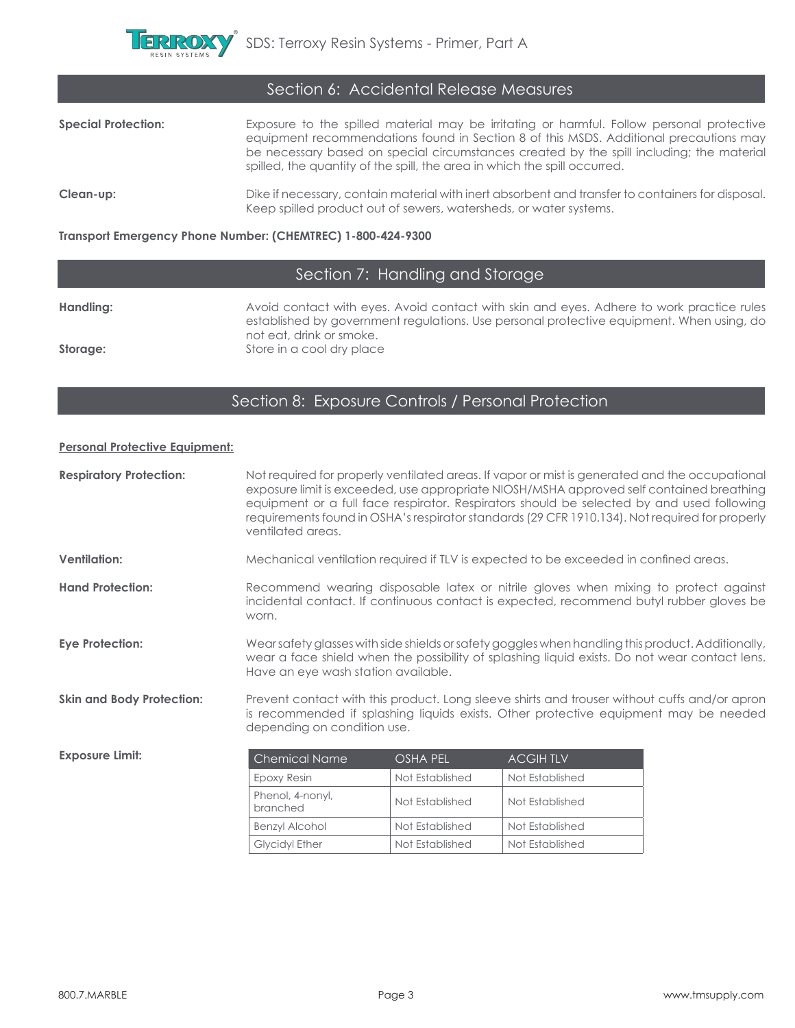## Section 6: Accidental Release Measures

**Special Protection:** Exposure to the spilled material may be irritating or harmful. Follow personal protective equipment recommendations found in Section 8 of this MSDS. Additional precautions may be necessary based on special circumstances created by the spill including; the material spilled, the quantity of the spill, the area in which the spill occurred.

**Clean-up:** Dike if necessary, contain material with inert absorbent and transfer to containers for disposal. Keep spilled product out of sewers, watersheds, or water systems.

**Transport Emergency Phone Number: (CHEMTREC) 1-800-424-9300**

## Section 7: Handling and Storage

**Handling:** Avoid contact with eyes. Avoid contact with skin and eyes. Adhere to work practice rules established by government regulations. Use personal protective equipment. When using, do not eat, drink or smoke.

**Storage:** Store in a cool dry place

## Section 8: Exposure Controls / Personal Protection

**Personal Protective Equipment:**

**Respiratory Protection:** Not required for properly ventilated areas. If vapor or mist is generated and the occupational exposure limit is exceeded, use appropriate NIOSH/MSHA approved self contained breathing equipment or a full face respirator. Respirators should be selected by and used following requirements found in OSHA's respirator standards (29 CFR 1910.134). Not required for properly ventilated areas.

**Ventilation:** Mechanical ventilation required if TLV is expected to be exceeded in confined areas.

**Hand Protection:** Recommend wearing disposable latex or nitrile gloves when mixing to protect against incidental contact. If continuous contact is expected, recommend butyl rubber gloves be worn.

**Eye Protection:** Wear safety glasses with side shields or safety goggles when handling this product. Additionally, wear a face shield when the possibility of splashing liquid exists. Do not wear contact lens. Have an eye wash station available.

**Skin and Body Protection:** Prevent contact with this product. Long sleeve shirts and trouser without cuffs and/or apron is recommended if splashing liquids exists. Other protective equipment may be needed depending on condition use.

**Exposure Limit:**

| Chemical Name | OSHA PEL | ACGIH TLV |
|---|---|---|
| Epoxy Resin | Not Established | Not Established |
| Phenol, 4-nonyl, branched | Not Established | Not Established |
| Benzyl Alcohol | Not Established | Not Established |
| Glycidyl Ether | Not Established | Not Established |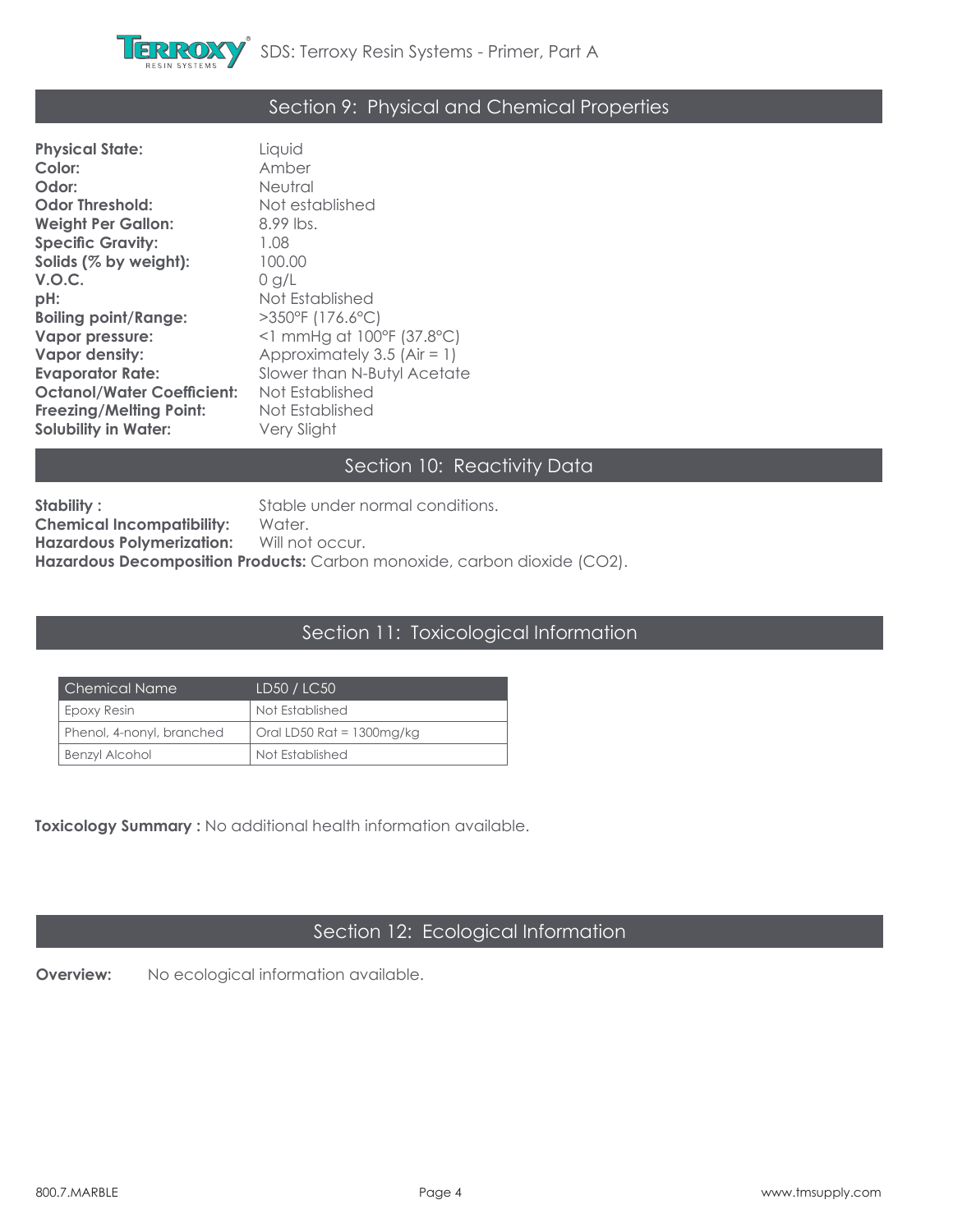## Section 9: Physical and Chemical Properties

**Physical State:** Liquid
**Color:** Amber
**Odor:** Neutral
**Odor Threshold:** Not established
**Weight Per Gallon:** 8.99 lbs.
**Specific Gravity:** 1.08
**Solids (% by weight):** 100.00
**V.O.C.** 0 g/L
**pH:** Not Established
**Boiling point/Range:** >350°F (176.6°C)
**Vapor pressure:** <1 mmHg at 100°F (37.8°C)
**Vapor density:** Approximately 3.5 (Air = 1)
**Evaporator Rate:** Slower than N-Butyl Acetate
**Octanol/Water Coefficient:** Not Established
**Freezing/Melting Point:** Not Established
**Solubility in Water:** Very Slight

## Section 10: Reactivity Data

**Stability :** Stable under normal conditions.
**Chemical Incompatibility:** Water.
**Hazardous Polymerization:** Will not occur.
**Hazardous Decomposition Products:** Carbon monoxide, carbon dioxide ($CO_2$).

## Section 11: Toxicological Information

| Chemical Name | LD50 / LC50 |
|---|---|
| Epoxy Resin | Not Established |
| Phenol, 4-nonyl, branched | Oral LD50 Rat = 1300mg/kg |
| Benzyl Alcohol | Not Established |

**Toxicology Summary :** No additional health information available.

## Section 12: Ecological Information

**Overview:** No ecological information available.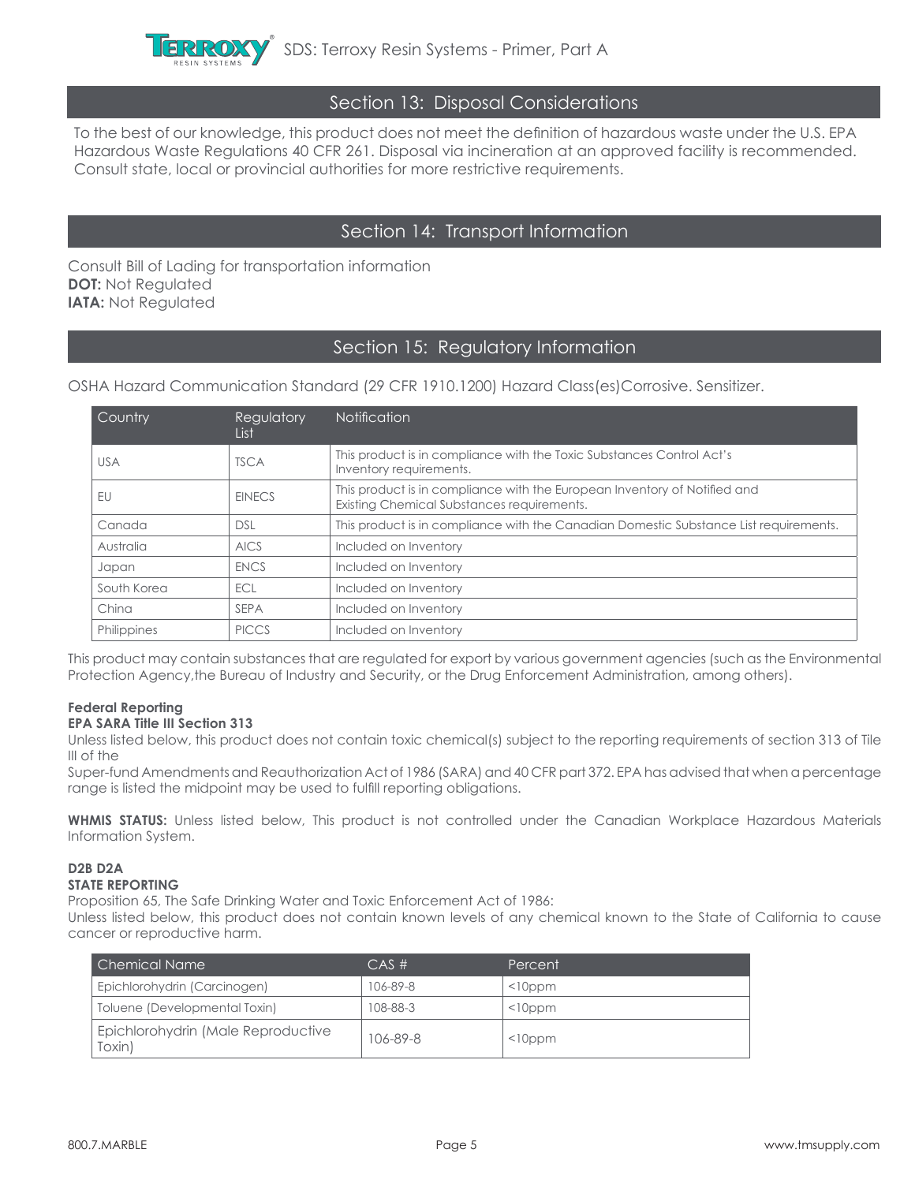## Section 13: Disposal Considerations

To the best of our knowledge, this product does not meet the definition of hazardous waste under the U.S. EPA Hazardous Waste Regulations 40 CFR 261. Disposal via incineration at an approved facility is recommended. Consult state, local or provincial authorities for more restrictive requirements.

## Section 14: Transport Information

Consult Bill of Lading for transportation information
**DOT:** Not Regulated
**IATA:** Not Regulated

## Section 15: Regulatory Information

OSHA Hazard Communication Standard (29 CFR 1910.1200) Hazard Class(es)Corrosive. Sensitizer.

| Country | Regulatory List | Notification |
|---|---|---|
| USA | TSCA | This product is in compliance with the Toxic Substances Control Act's Inventory requirements. |
| EU | EINECS | This product is in compliance with the European Inventory of Notified and Existing Chemical Substances requirements. |
| Canada | DSL | This product is in compliance with the Canadian Domestic Substance List requirements. |
| Australia | AICS | Included on Inventory |
| Japan | ENCS | Included on Inventory |
| South Korea | ECL | Included on Inventory |
| China | SEPA | Included on Inventory |
| Philippines | PICCS | Included on Inventory |

This product may contain substances that are regulated for export by various government agencies (such as the Environmental Protection Agency,the Bureau of Industry and Security, or the Drug Enforcement Administration, among others).

**Federal Reporting**

**EPA SARA Title III Section 313**

Unless listed below, this product does not contain toxic chemical(s) subject to the reporting requirements of section 313 of Tile III of the
Super-fund Amendments and Reauthorization Act of 1986 (SARA) and 40 CFR part 372. EPA has advised that when a percentage range is listed the midpoint may be used to fulfill reporting obligations.

**WHMIS STATUS:** Unless listed below, This product is not controlled under the Canadian Workplace Hazardous Materials Information System.

**D2B D2A**

**STATE REPORTING**

Proposition 65, The Safe Drinking Water and Toxic Enforcement Act of 1986:
Unless listed below, this product does not contain known levels of any chemical known to the State of California to cause cancer or reproductive harm.

| Chemical Name | CAS # | Percent |
|---|---|---|
| Epichlorohydrin (Carcinogen) | 106-89-8 | <10ppm |
| Toluene (Developmental Toxin) | 108-88-3 | <10ppm |
| Epichlorohydrin (Male Reproductive Toxin) | 106-89-8 | <10ppm |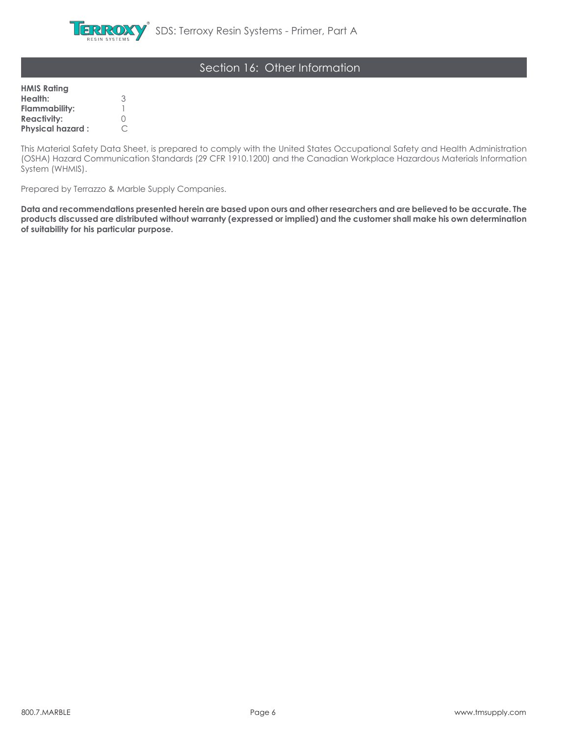## Section 16: Other Information

**HMIS Rating**

| | |
|---|---|
| **Health:** | 3 |
| **Flammability:** | 1 |
| **Reactivity:** | 0 |
| **Physical hazard :** | C |

This Material Safety Data Sheet, is prepared to comply with the United States Occupational Safety and Health Administration (OSHA) Hazard Communication Standards (29 CFR 1910.1200) and the Canadian Workplace Hazardous Materials Information System (WHMIS).

Prepared by Terrazzo & Marble Supply Companies.

**Data and recommendations presented herein are based upon ours and other researchers and are believed to be accurate. The products discussed are distributed without warranty (expressed or implied) and the customer shall make his own determination of suitability for his particular purpose.**